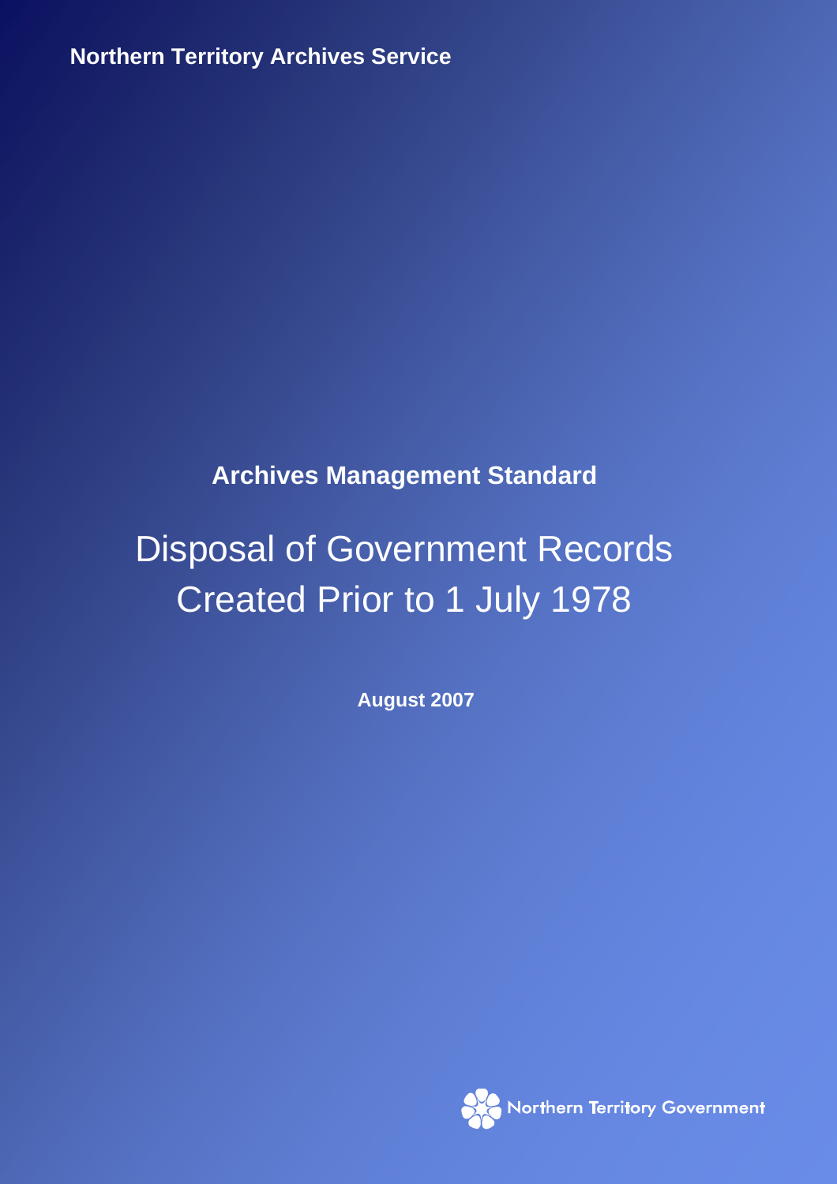Northern Territory Archives Service

**Archives Management Standard**

# Disposal of Government Records Created Prior to 1 July 1978

**August 2007**

Northern Territory Government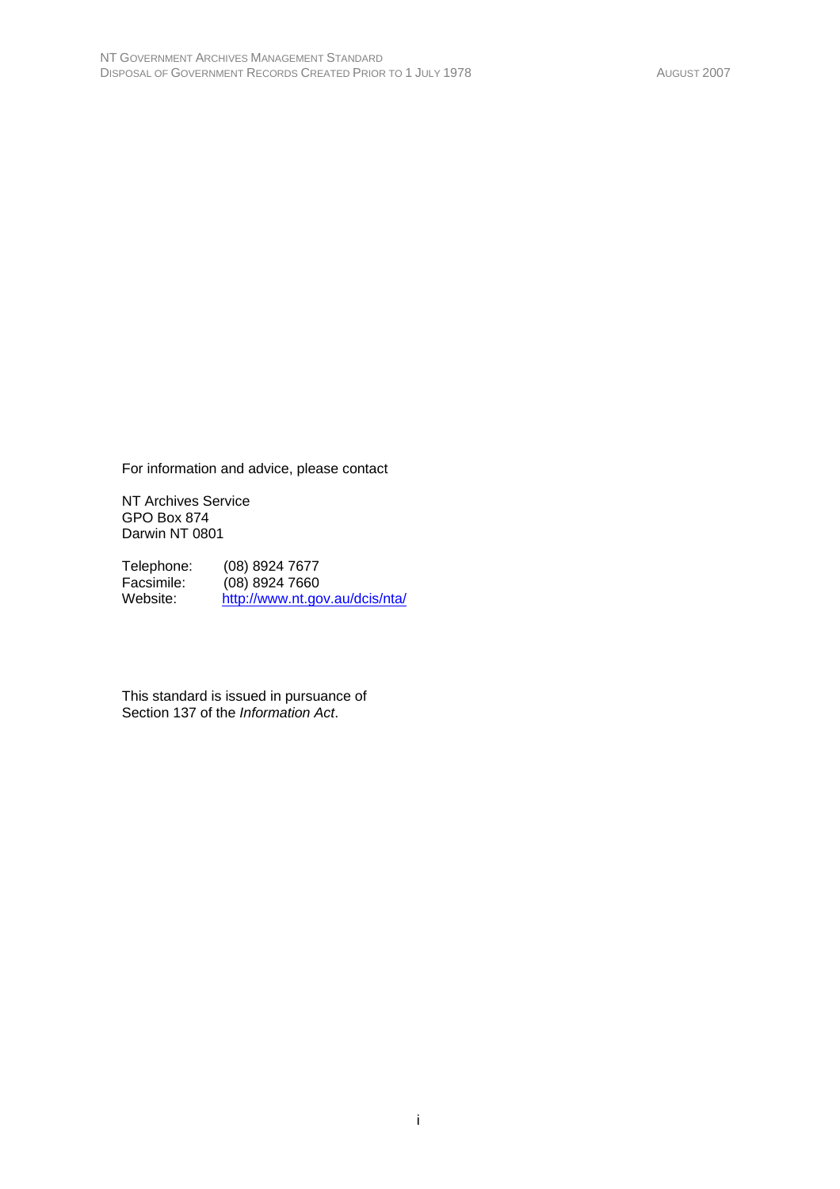For information and advice, please contact

NT Archives Service
GPO Box 874
Darwin NT 0801

Telephone: (08) 8924 7677
Facsimile: (08) 8924 7660
Website: [http://www.nt.gov.au/dcis/nta/](http://www.nt.gov.au/dcis/nta/)

This standard is issued in pursuance of
Section 137 of the *Information Act*.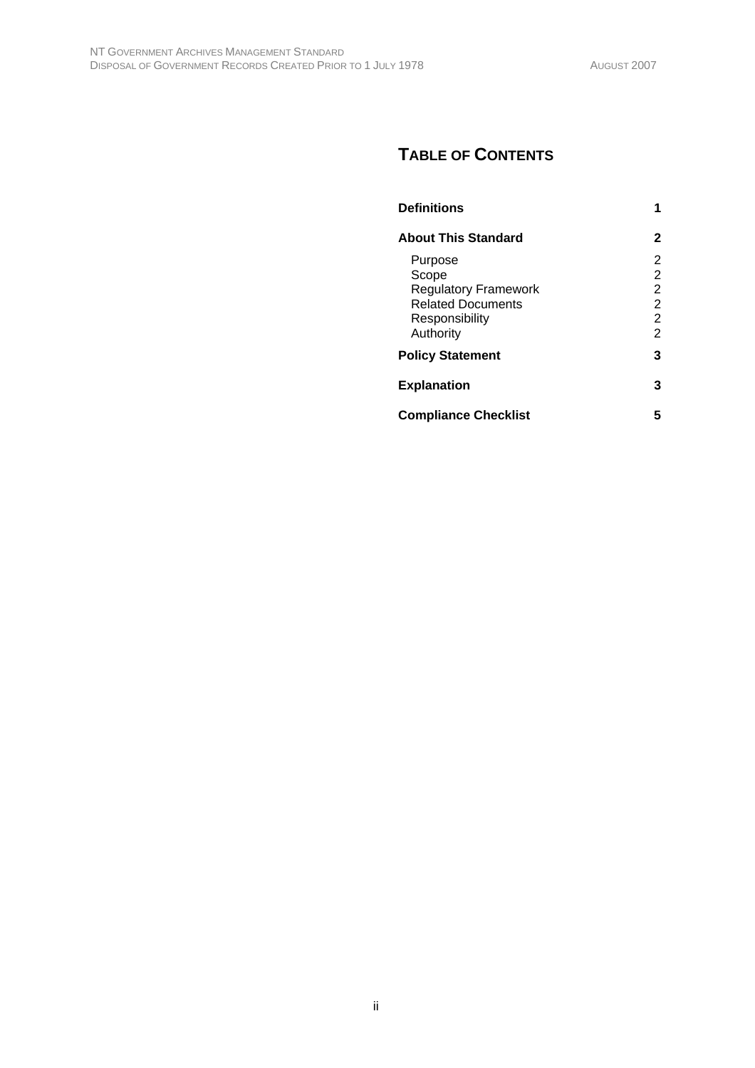# Table of Contents

| | |
|---|---|
| **Definitions** | **1** |
| **About This Standard** | **2** |
| Purpose | 2 |
| Scope | 2 |
| Regulatory Framework | 2 |
| Related Documents | 2 |
| Responsibility | 2 |
| Authority | 2 |
| **Policy Statement** | **3** |
| **Explanation** | **3** |
| **Compliance Checklist** | **5** |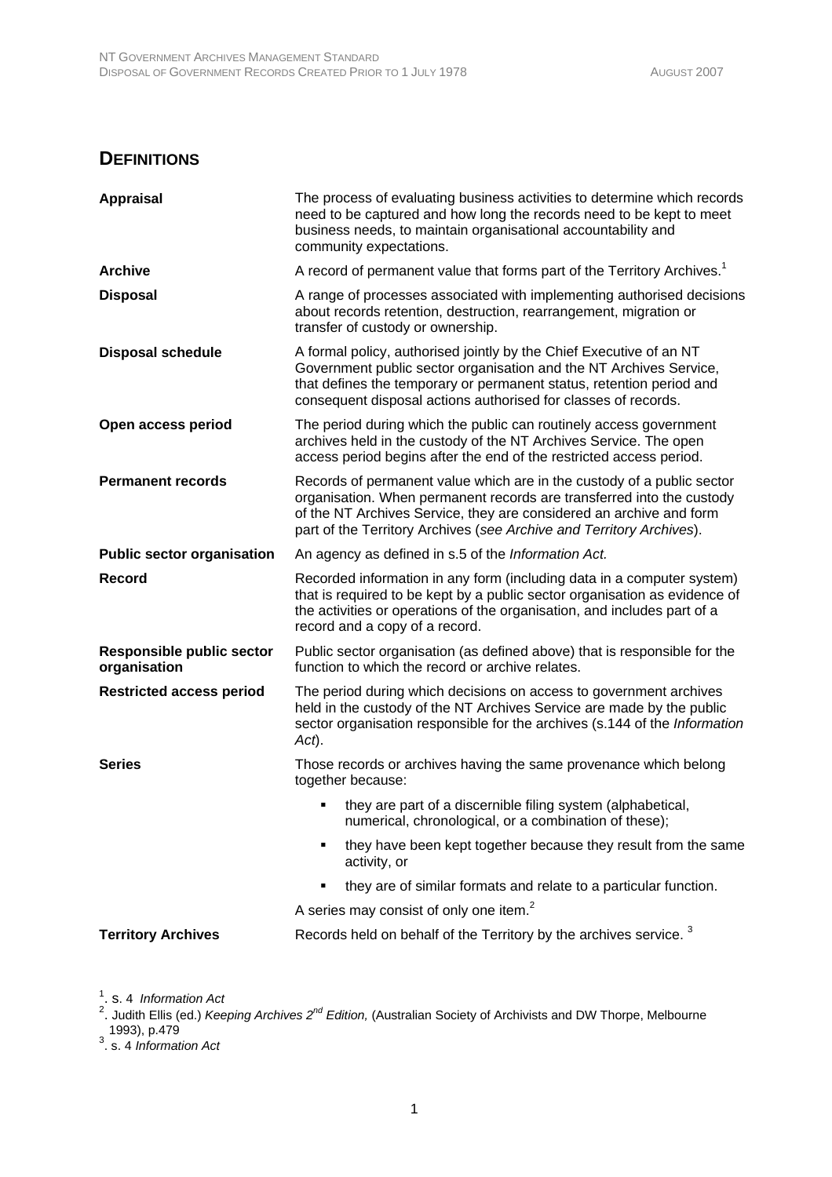## DEFINITIONS

| | |
|---|---|
| **Appraisal** | The process of evaluating business activities to determine which records need to be captured and how long the records need to be kept to meet business needs, to maintain organisational accountability and community expectations. |
| **Archive** | A record of permanent value that forms part of the Territory Archives.[1] |
| **Disposal** | A range of processes associated with implementing authorised decisions about records retention, destruction, rearrangement, migration or transfer of custody or ownership. |
| **Disposal schedule** | A formal policy, authorised jointly by the Chief Executive of an NT Government public sector organisation and the NT Archives Service, that defines the temporary or permanent status, retention period and consequent disposal actions authorised for classes of records. |
| **Open access period** | The period during which the public can routinely access government archives held in the custody of the NT Archives Service. The open access period begins after the end of the restricted access period. |
| **Permanent records** | Records of permanent value which are in the custody of a public sector organisation. When permanent records are transferred into the custody of the NT Archives Service, they are considered an archive and form part of the Territory Archives (*see Archive and Territory Archives*). |
| **Public sector organisation** | An agency as defined in s.5 of the *Information Act.* |
| **Record** | Recorded information in any form (including data in a computer system) that is required to be kept by a public sector organisation as evidence of the activities or operations of the organisation, and includes part of a record and a copy of a record. |
| **Responsible public sector organisation** | Public sector organisation (as defined above) that is responsible for the function to which the record or archive relates. |
| **Restricted access period** | The period during which decisions on access to government archives held in the custody of the NT Archives Service are made by the public sector organisation responsible for the archives (s.144 of the *Information Act*). |
| **Series** | Those records or archives having the same provenance which belong together because:<br>▪ they are part of a discernible filing system (alphabetical, numerical, chronological, or a combination of these);<br>▪ they have been kept together because they result from the same activity, or<br>▪ they are of similar formats and relate to a particular function.<br>A series may consist of only one item.[2] |
| **Territory Archives** | Records held on behalf of the Territory by the archives service.[3] |

[1]. s. 4 *Information Act*

[2]. Judith Ellis (ed.) *Keeping Archives 2nd Edition,* (Australian Society of Archivists and DW Thorpe, Melbourne 1993), p.479

[3]. s. 4 *Information Act*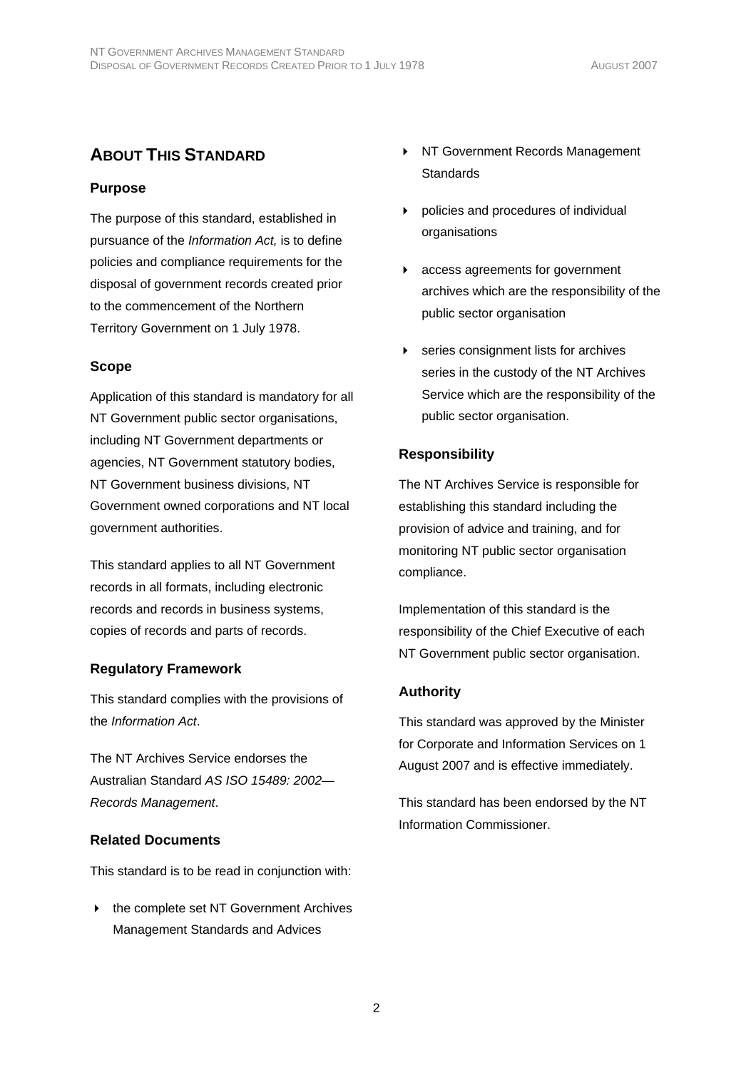## About This Standard

### Purpose

The purpose of this standard, established in pursuance of the *Information Act,* is to define policies and compliance requirements for the disposal of government records created prior to the commencement of the Northern Territory Government on 1 July 1978.

### Scope

Application of this standard is mandatory for all NT Government public sector organisations, including NT Government departments or agencies, NT Government statutory bodies, NT Government business divisions, NT Government owned corporations and NT local government authorities.

This standard applies to all NT Government records in all formats, including electronic records and records in business systems, copies of records and parts of records.

### Regulatory Framework

This standard complies with the provisions of the *Information Act*.

The NT Archives Service endorses the Australian Standard *AS ISO 15489: 2002—Records Management*.

### Related Documents

This standard is to be read in conjunction with:

- the complete set NT Government Archives Management Standards and Advices
- NT Government Records Management Standards
- policies and procedures of individual organisations
- access agreements for government archives which are the responsibility of the public sector organisation
- series consignment lists for archives series in the custody of the NT Archives Service which are the responsibility of the public sector organisation.

### Responsibility

The NT Archives Service is responsible for establishing this standard including the provision of advice and training, and for monitoring NT public sector organisation compliance.

Implementation of this standard is the responsibility of the Chief Executive of each NT Government public sector organisation.

### Authority

This standard was approved by the Minister for Corporate and Information Services on 1 August 2007 and is effective immediately.

This standard has been endorsed by the NT Information Commissioner.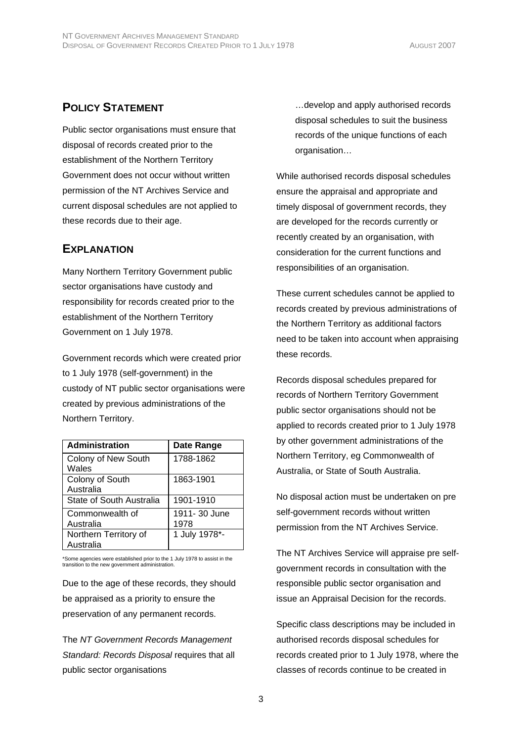## Policy Statement

Public sector organisations must ensure that disposal of records created prior to the establishment of the Northern Territory Government does not occur without written permission of the NT Archives Service and current disposal schedules are not applied to these records due to their age.

## Explanation

Many Northern Territory Government public sector organisations have custody and responsibility for records created prior to the establishment of the Northern Territory Government on 1 July 1978.

Government records which were created prior to 1 July 1978 (self-government) in the custody of NT public sector organisations were created by previous administrations of the Northern Territory.

| Administration | Date Range |
|---|---|
| Colony of New South Wales | 1788-1862 |
| Colony of South Australia | 1863-1901 |
| State of South Australia | 1901-1910 |
| Commonwealth of Australia | 1911- 30 June 1978 |
| Northern Territory of Australia | 1 July 1978*- |

*Some agencies were established prior to the 1 July 1978 to assist in the transition to the new government administration.

Due to the age of these records, they should be appraised as a priority to ensure the preservation of any permanent records.

The *NT Government Records Management Standard: Records Disposal* requires that all public sector organisations

> …develop and apply authorised records disposal schedules to suit the business records of the unique functions of each organisation…

While authorised records disposal schedules ensure the appraisal and appropriate and timely disposal of government records, they are developed for the records currently or recently created by an organisation, with consideration for the current functions and responsibilities of an organisation.

These current schedules cannot be applied to records created by previous administrations of the Northern Territory as additional factors need to be taken into account when appraising these records.

Records disposal schedules prepared for records of Northern Territory Government public sector organisations should not be applied to records created prior to 1 July 1978 by other government administrations of the Northern Territory, eg Commonwealth of Australia, or State of South Australia.

No disposal action must be undertaken on pre self-government records without written permission from the NT Archives Service.

The NT Archives Service will appraise pre self-government records in consultation with the responsible public sector organisation and issue an Appraisal Decision for the records.

Specific class descriptions may be included in authorised records disposal schedules for records created prior to 1 July 1978, where the classes of records continue to be created in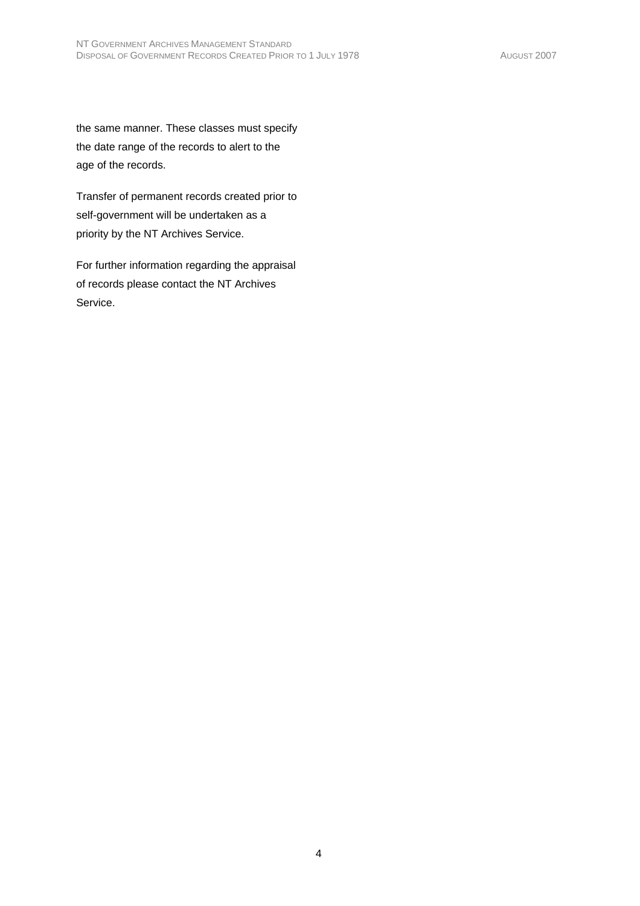the same manner. These classes must specify the date range of the records to alert to the age of the records.

Transfer of permanent records created prior to self-government will be undertaken as a priority by the NT Archives Service.

For further information regarding the appraisal of records please contact the NT Archives Service.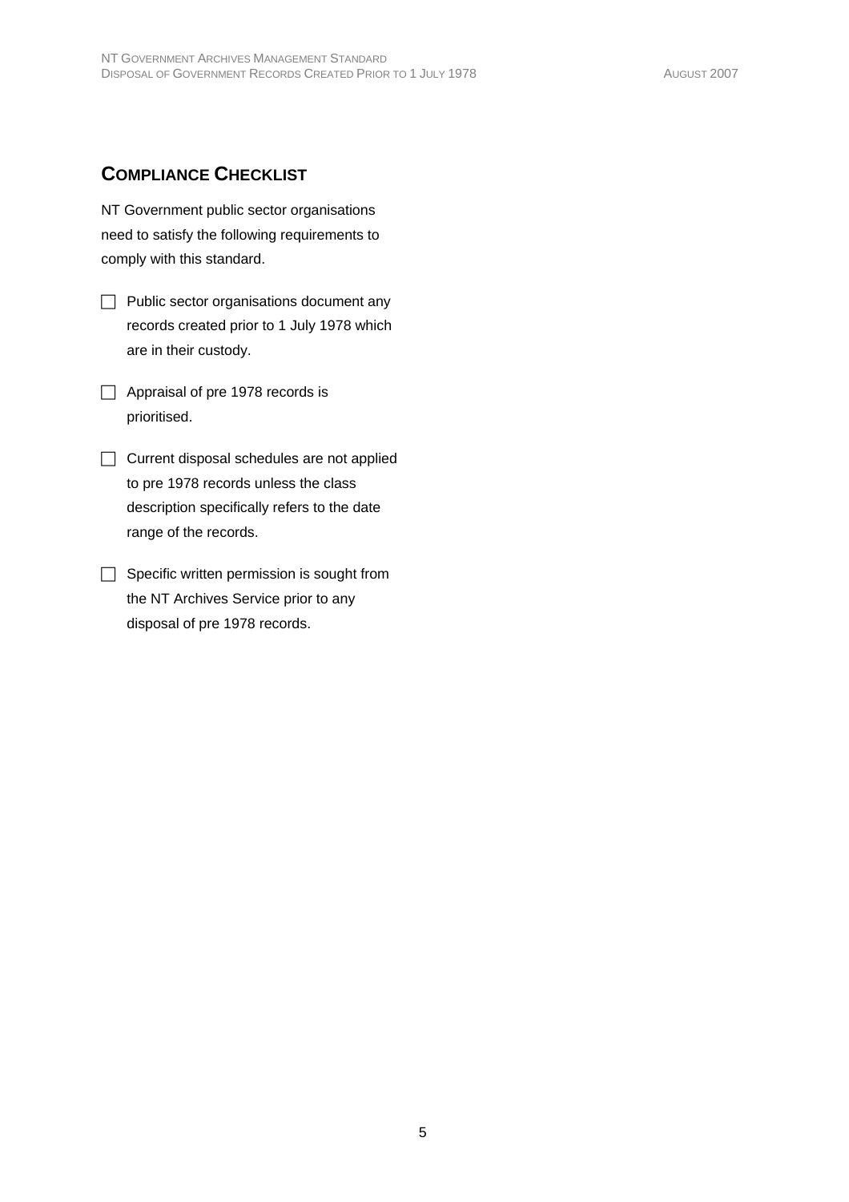## Compliance Checklist

NT Government public sector organisations need to satisfy the following requirements to comply with this standard.

- [ ] Public sector organisations document any records created prior to 1 July 1978 which are in their custody.
- [ ] Appraisal of pre 1978 records is prioritised.
- [ ] Current disposal schedules are not applied to pre 1978 records unless the class description specifically refers to the date range of the records.
- [ ] Specific written permission is sought from the NT Archives Service prior to any disposal of pre 1978 records.